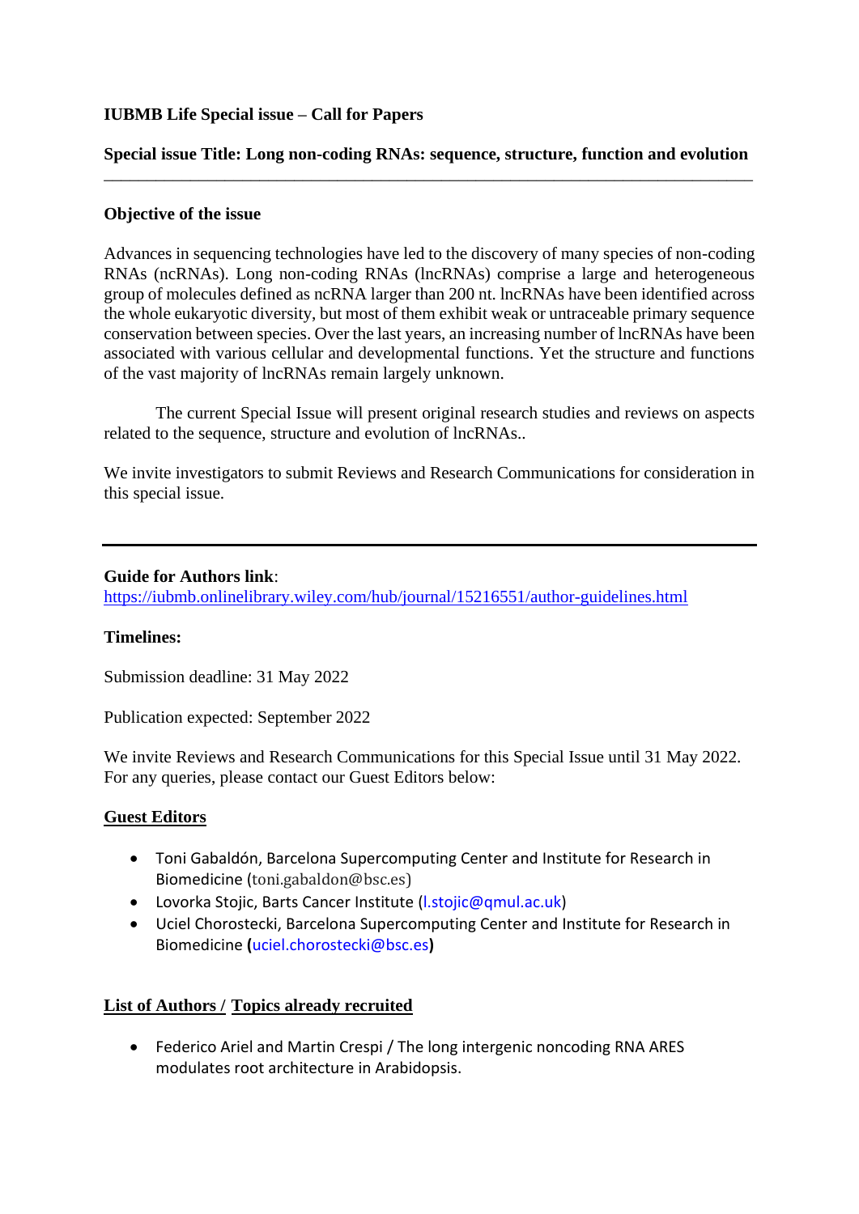**IUBMB Life Special issue – Call for Papers**

**Special issue Title: Long non-coding RNAs: sequence, structure, function and evolution**

---

**Objective of the issue**

Advances in sequencing technologies have led to the discovery of many species of non-coding RNAs (ncRNAs). Long non-coding RNAs (lncRNAs) comprise a large and heterogeneous group of molecules defined as ncRNA larger than 200 nt. lncRNAs have been identified across the whole eukaryotic diversity, but most of them exhibit weak or untraceable primary sequence conservation between species. Over the last years, an increasing number of lncRNAs have been associated with various cellular and developmental functions. Yet the structure and functions of the vast majority of lncRNAs remain largely unknown.

The current Special Issue will present original research studies and reviews on aspects related to the sequence, structure and evolution of lncRNAs..

We invite investigators to submit Reviews and Research Communications for consideration in this special issue.

---

**Guide for Authors link**:
https://iubmb.onlinelibrary.wiley.com/hub/journal/15216551/author-guidelines.html

**Timelines:**

Submission deadline: 31 May 2022

Publication expected: September 2022

We invite Reviews and Research Communications for this Special Issue until 31 May 2022. For any queries, please contact our Guest Editors below:

**Guest Editors**

- Toni Gabaldón, Barcelona Supercomputing Center and Institute for Research in Biomedicine (toni.gabaldon@bsc.es)
- Lovorka Stojic, Barts Cancer Institute (l.stojic@qmul.ac.uk)
- Uciel Chorostecki, Barcelona Supercomputing Center and Institute for Research in Biomedicine (uciel.chorostecki@bsc.es)

**List of Authors / Topics already recruited**

- Federico Ariel and Martin Crespi / The long intergenic noncoding RNA ARES modulates root architecture in Arabidopsis.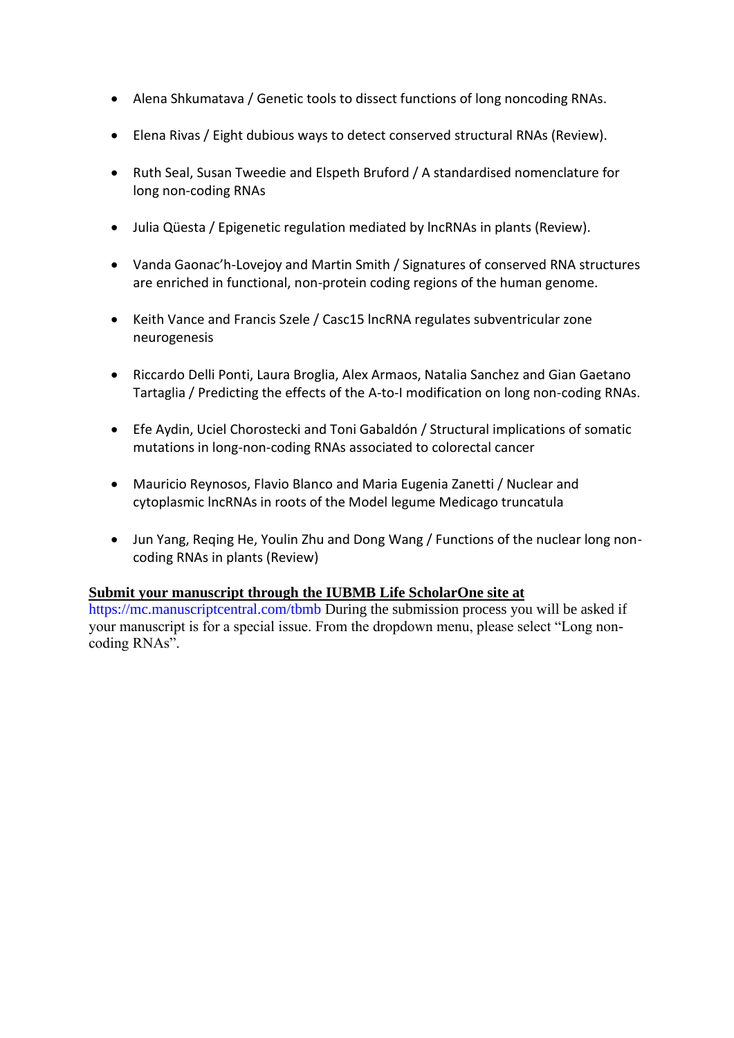- Alena Shkumatava / Genetic tools to dissect functions of long noncoding RNAs.
- Elena Rivas / Eight dubious ways to detect conserved structural RNAs (Review).
- Ruth Seal, Susan Tweedie and Elspeth Bruford / A standardised nomenclature for long non-coding RNAs
- Julia Qüesta / Epigenetic regulation mediated by lncRNAs in plants (Review).
- Vanda Gaonac'h-Lovejoy and Martin Smith / Signatures of conserved RNA structures are enriched in functional, non-protein coding regions of the human genome.
- Keith Vance and Francis Szele / Casc15 lncRNA regulates subventricular zone neurogenesis
- Riccardo Delli Ponti, Laura Broglia, Alex Armaos, Natalia Sanchez and Gian Gaetano Tartaglia / Predicting the effects of the A-to-I modification on long non-coding RNAs.
- Efe Aydin, Uciel Chorostecki and Toni Gabaldón / Structural implications of somatic mutations in long-non-coding RNAs associated to colorectal cancer
- Mauricio Reynosos, Flavio Blanco and Maria Eugenia Zanetti / Nuclear and cytoplasmic lncRNAs in roots of the Model legume Medicago truncatula
- Jun Yang, Reqing He, Youlin Zhu and Dong Wang / Functions of the nuclear long non-coding RNAs in plants (Review)

**Submit your manuscript through the IUBMB Life ScholarOne site at**
https://mc.manuscriptcentral.com/tbmb During the submission process you will be asked if your manuscript is for a special issue. From the dropdown menu, please select "Long non-coding RNAs".